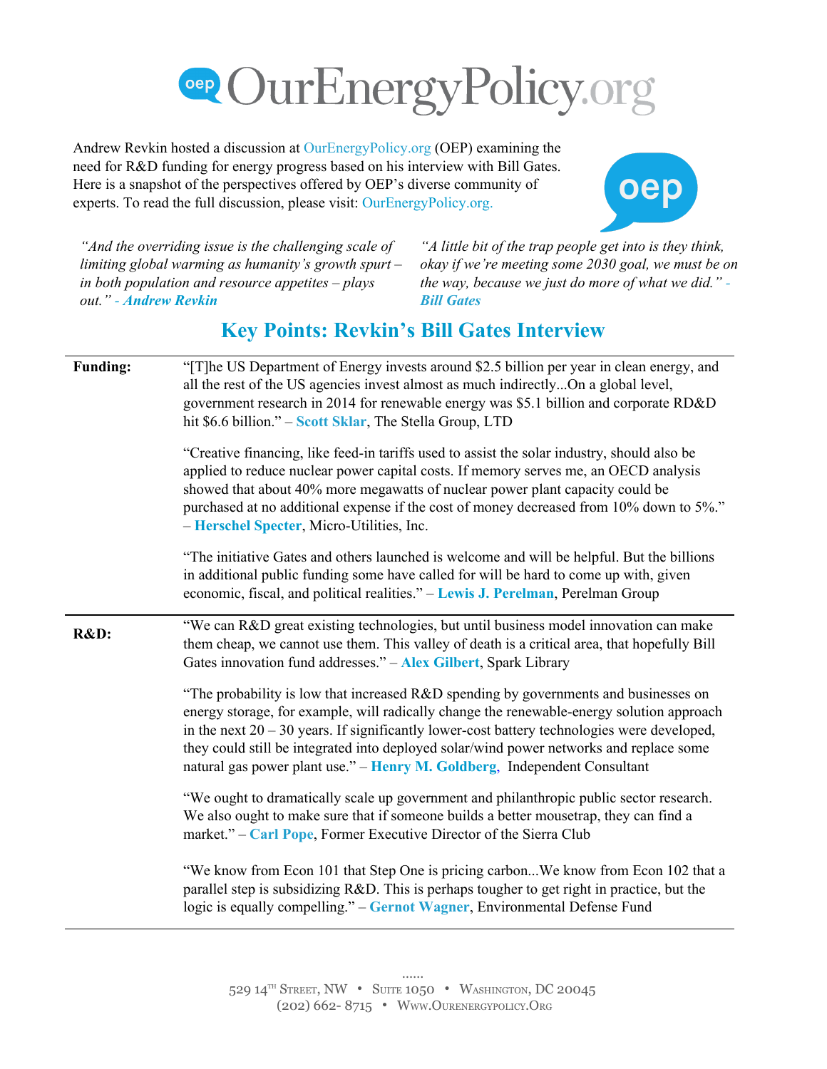# OurEnergyPolicy.org

Andrew Revkin hosted a discussion at OurEnergyPolicy.org (OEP) examining the need for R&D funding for energy progress based on his interview with Bill Gates. Here is a snapshot of the perspectives offered by OEP's diverse community of experts. To read the full discussion, please visit: OurEnergyPolicy.org.

*"And the overriding issue is the challenging scale of limiting global warming as humanity's growth spurt – in both population and resource appetites – plays out." - **Andrew Revkin***

*"A little bit of the trap people get into is they think, okay if we're meeting some 2030 goal, we must be on the way, because we just do more of what we did." - **Bill Gates***

## Key Points: Revkin's Bill Gates Interview

**Funding:**

"[T]he US Department of Energy invests around $2.5 billion per year in clean energy, and all the rest of the US agencies invest almost as much indirectly...On a global level, government research in 2014 for renewable energy was $5.1 billion and corporate RD&D hit $6.6 billion." – **Scott Sklar**, The Stella Group, LTD

"Creative financing, like feed-in tariffs used to assist the solar industry, should also be applied to reduce nuclear power capital costs. If memory serves me, an OECD analysis showed that about 40% more megawatts of nuclear power plant capacity could be purchased at no additional expense if the cost of money decreased from 10% down to 5%." – **Herschel Specter**, Micro-Utilities, Inc.

"The initiative Gates and others launched is welcome and will be helpful. But the billions in additional public funding some have called for will be hard to come up with, given economic, fiscal, and political realities." – **Lewis J. Perelman**, Perelman Group

**R&D:**

"We can R&D great existing technologies, but until business model innovation can make them cheap, we cannot use them. This valley of death is a critical area, that hopefully Bill Gates innovation fund addresses." – **Alex Gilbert**, Spark Library

"The probability is low that increased R&D spending by governments and businesses on energy storage, for example, will radically change the renewable-energy solution approach in the next 20 – 30 years. If significantly lower-cost battery technologies were developed, they could still be integrated into deployed solar/wind power networks and replace some natural gas power plant use." – **Henry M. Goldberg**, Independent Consultant

"We ought to dramatically scale up government and philanthropic public sector research. We also ought to make sure that if someone builds a better mousetrap, they can find a market." – **Carl Pope**, Former Executive Director of the Sierra Club

"We know from Econ 101 that Step One is pricing carbon...We know from Econ 102 that a parallel step is subsidizing R&D. This is perhaps tougher to get right in practice, but the logic is equally compelling." – **Gernot Wagner**, Environmental Defense Fund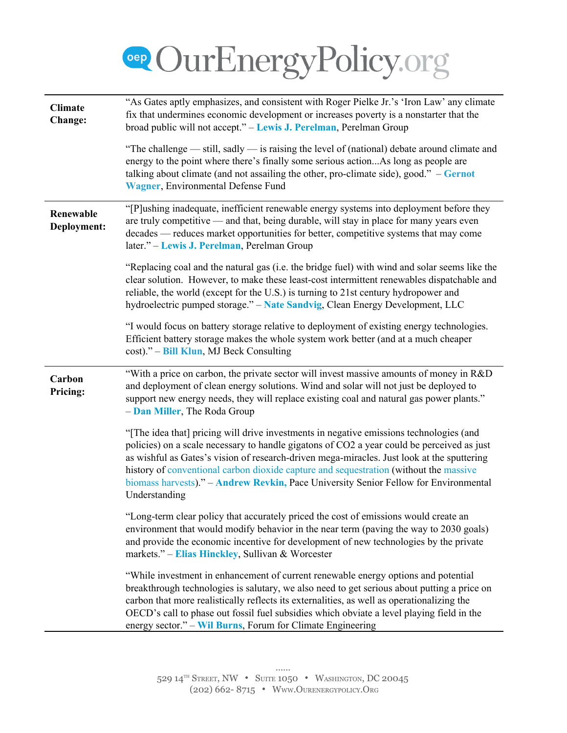| | |
|---|---|
| **Climate Change:** | "As Gates aptly emphasizes, and consistent with Roger Pielke Jr.'s 'Iron Law' any climate fix that undermines economic development or increases poverty is a nonstarter that the broad public will not accept." – **Lewis J. Perelman**, Perelman Group<br><br>"The challenge — still, sadly — is raising the level of (national) debate around climate and energy to the point where there's finally some serious action...As long as people are talking about climate (and not assailing the other, pro-climate side), good." – **Gernot Wagner**, Environmental Defense Fund |
| **Renewable Deployment:** | "[P]ushing inadequate, inefficient renewable energy systems into deployment before they are truly competitive — and that, being durable, will stay in place for many years even decades — reduces market opportunities for better, competitive systems that may come later." – **Lewis J. Perelman**, Perelman Group<br><br>"Replacing coal and the natural gas (i.e. the bridge fuel) with wind and solar seems like the clear solution. However, to make these least-cost intermittent renewables dispatchable and reliable, the world (except for the U.S.) is turning to 21st century hydropower and hydroelectric pumped storage." – **Nate Sandvig**, Clean Energy Development, LLC<br><br>"I would focus on battery storage relative to deployment of existing energy technologies. Efficient battery storage makes the whole system work better (and at a much cheaper cost)." – **Bill Klun**, MJ Beck Consulting |
| **Carbon Pricing:** | "With a price on carbon, the private sector will invest massive amounts of money in R&D and deployment of clean energy solutions. Wind and solar will not just be deployed to support new energy needs, they will replace existing coal and natural gas power plants." – **Dan Miller**, The Roda Group<br><br>"[The idea that] pricing will drive investments in negative emissions technologies (and policies) on a scale necessary to handle gigatons of CO2 a year could be perceived as just as wishful as Gates's vision of research-driven mega-miracles. Just look at the sputtering history of conventional carbon dioxide capture and sequestration (without the massive biomass harvests)." – **Andrew Revkin,** Pace University Senior Fellow for Environmental Understanding<br><br>"Long-term clear policy that accurately priced the cost of emissions would create an environment that would modify behavior in the near term (paving the way to 2030 goals) and provide the economic incentive for development of new technologies by the private markets." – **Elias Hinckley**, Sullivan & Worcester<br><br>"While investment in enhancement of current renewable energy options and potential breakthrough technologies is salutary, we also need to get serious about putting a price on carbon that more realistically reflects its externalities, as well as operationalizing the OECD's call to phase out fossil fuel subsidies which obviate a level playing field in the energy sector." – **Wil Burns**, Forum for Climate Engineering |